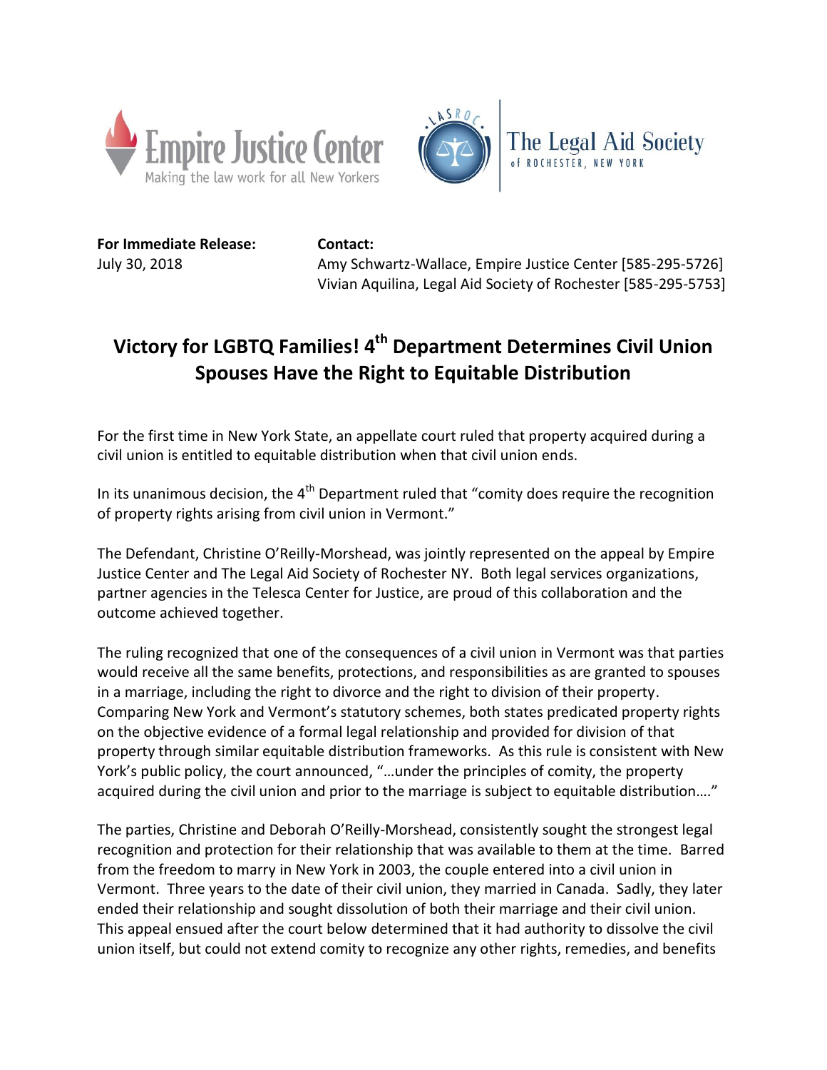Empire Justice Center
Making the law work for all New Yorkers

The Legal Aid Society of Rochester, New York

**For Immediate Release:**
July 30, 2018

**Contact:**
Amy Schwartz-Wallace, Empire Justice Center [585-295-5726]
Vivian Aquilina, Legal Aid Society of Rochester [585-295-5753]

# Victory for LGBTQ Families! 4th Department Determines Civil Union Spouses Have the Right to Equitable Distribution

For the first time in New York State, an appellate court ruled that property acquired during a civil union is entitled to equitable distribution when that civil union ends.

In its unanimous decision, the 4th Department ruled that "comity does require the recognition of property rights arising from civil union in Vermont."

The Defendant, Christine O'Reilly-Morshead, was jointly represented on the appeal by Empire Justice Center and The Legal Aid Society of Rochester NY. Both legal services organizations, partner agencies in the Telesca Center for Justice, are proud of this collaboration and the outcome achieved together.

The ruling recognized that one of the consequences of a civil union in Vermont was that parties would receive all the same benefits, protections, and responsibilities as are granted to spouses in a marriage, including the right to divorce and the right to division of their property. Comparing New York and Vermont's statutory schemes, both states predicated property rights on the objective evidence of a formal legal relationship and provided for division of that property through similar equitable distribution frameworks. As this rule is consistent with New York's public policy, the court announced, "…under the principles of comity, the property acquired during the civil union and prior to the marriage is subject to equitable distribution…."

The parties, Christine and Deborah O'Reilly-Morshead, consistently sought the strongest legal recognition and protection for their relationship that was available to them at the time. Barred from the freedom to marry in New York in 2003, the couple entered into a civil union in Vermont. Three years to the date of their civil union, they married in Canada. Sadly, they later ended their relationship and sought dissolution of both their marriage and their civil union. This appeal ensued after the court below determined that it had authority to dissolve the civil union itself, but could not extend comity to recognize any other rights, remedies, and benefits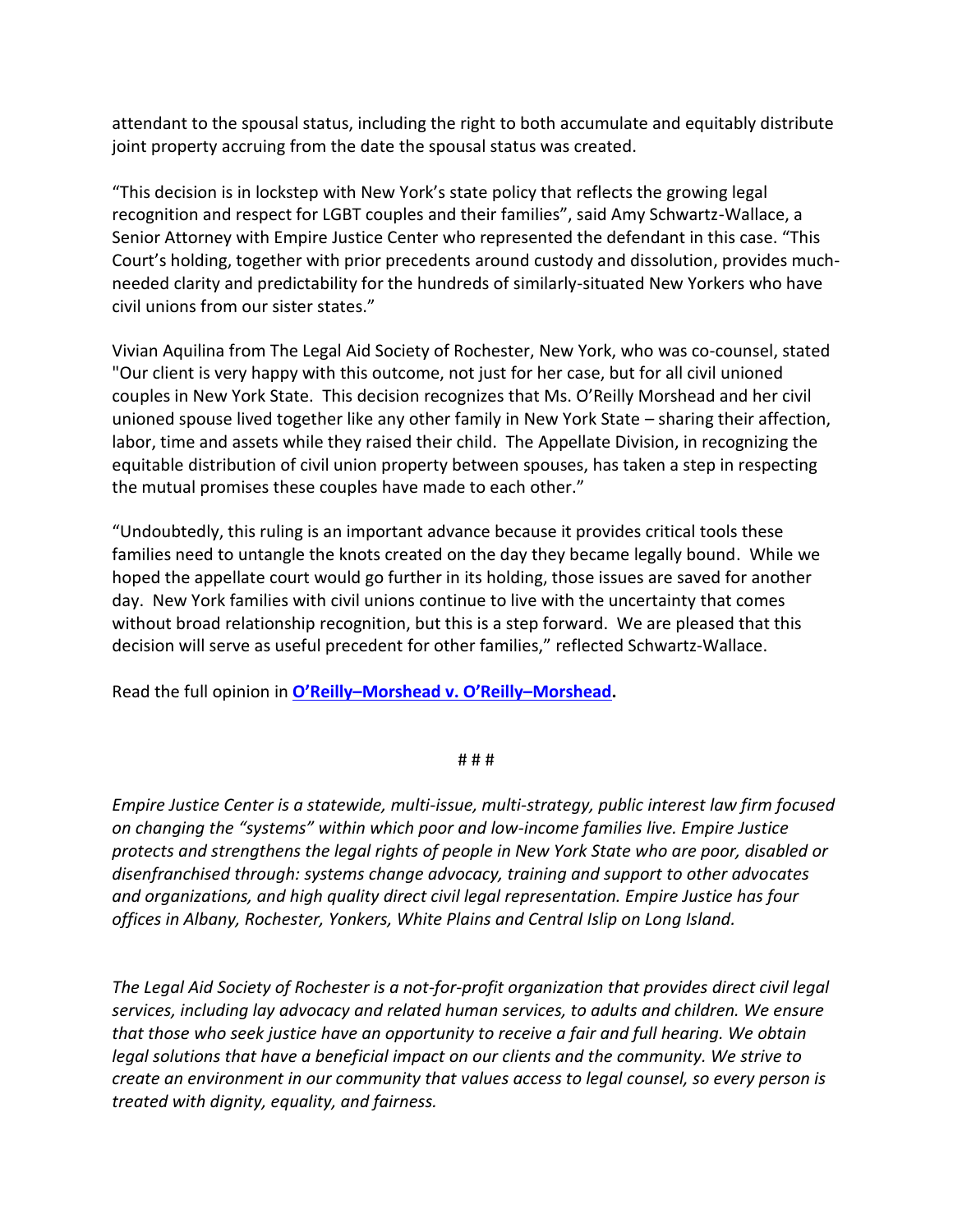attendant to the spousal status, including the right to both accumulate and equitably distribute joint property accruing from the date the spousal status was created.

"This decision is in lockstep with New York's state policy that reflects the growing legal recognition and respect for LGBT couples and their families", said Amy Schwartz-Wallace, a Senior Attorney with Empire Justice Center who represented the defendant in this case. "This Court's holding, together with prior precedents around custody and dissolution, provides much-needed clarity and predictability for the hundreds of similarly-situated New Yorkers who have civil unions from our sister states."

Vivian Aquilina from The Legal Aid Society of Rochester, New York, who was co-counsel, stated "Our client is very happy with this outcome, not just for her case, but for all civil unioned couples in New York State. This decision recognizes that Ms. O'Reilly Morshead and her civil unioned spouse lived together like any other family in New York State – sharing their affection, labor, time and assets while they raised their child. The Appellate Division, in recognizing the equitable distribution of civil union property between spouses, has taken a step in respecting the mutual promises these couples have made to each other."

"Undoubtedly, this ruling is an important advance because it provides critical tools these families need to untangle the knots created on the day they became legally bound. While we hoped the appellate court would go further in its holding, those issues are saved for another day. New York families with civil unions continue to live with the uncertainty that comes without broad relationship recognition, but this is a step forward. We are pleased that this decision will serve as useful precedent for other families," reflected Schwartz-Wallace.

Read the full opinion in **O'Reilly–Morshead v. O'Reilly–Morshead.**

# # #

*Empire Justice Center is a statewide, multi-issue, multi-strategy, public interest law firm focused on changing the "systems" within which poor and low-income families live. Empire Justice protects and strengthens the legal rights of people in New York State who are poor, disabled or disenfranchised through: systems change advocacy, training and support to other advocates and organizations, and high quality direct civil legal representation. Empire Justice has four offices in Albany, Rochester, Yonkers, White Plains and Central Islip on Long Island.*

*The Legal Aid Society of Rochester is a not-for-profit organization that provides direct civil legal services, including lay advocacy and related human services, to adults and children. We ensure that those who seek justice have an opportunity to receive a fair and full hearing. We obtain legal solutions that have a beneficial impact on our clients and the community. We strive to create an environment in our community that values access to legal counsel, so every person is treated with dignity, equality, and fairness.*